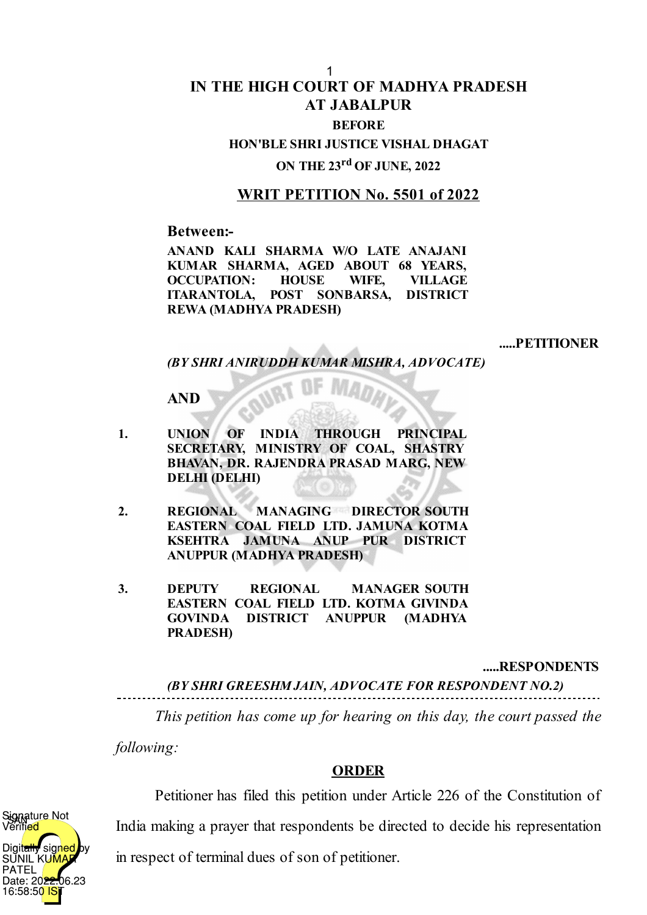# IN THE HIGH COURT OF MADHYA PRADESH AT JABALPUR

**BEFORE**

**HON'BLE SHRI JUSTICE VISHAL DHAGAT**

**ON THE 23rd OF JUNE, 2022**

## WRIT PETITION No. 5501 of 2022

**Between:-**

**ANAND KALI SHARMA W/O LATE ANAJANI KUMAR SHARMA, AGED ABOUT 68 YEARS, OCCUPATION: HOUSE WIFE, VILLAGE ITARANTOLA, POST SONBARSA, DISTRICT REWA (MADHYA PRADESH)**

**.....PETITIONER**

***(BY SHRI ANIRUDDH KUMAR MISHRA, ADVOCATE)***

**AND**

1. **UNION OF INDIA THROUGH PRINCIPAL SECRETARY, MINISTRY OF COAL, SHASTRY BHAVAN, DR. RAJENDRA PRASAD MARG, NEW DELHI (DELHI)**

2. **REGIONAL MANAGING DIRECTOR SOUTH EASTERN COAL FIELD LTD. JAMUNA KOTMA KSEHTRA JAMUNA ANUP PUR DISTRICT ANUPPUR (MADHYA PRADESH)**

3. **DEPUTY REGIONAL MANAGER SOUTH EASTERN COAL FIELD LTD. KOTMA GIVINDA GOVINDA DISTRICT ANUPPUR (MADHYA PRADESH)**

**.....RESPONDENTS**

***(BY SHRI GREESHM JAIN, ADVOCATE FOR RESPONDENT NO.2)***

---

*This petition has come up for hearing on this day, the court passed the following:*

## ORDER

Petitioner has filed this petition under Article 226 of the Constitution of India making a prayer that respondents be directed to decide his representation in respect of terminal dues of son of petitioner.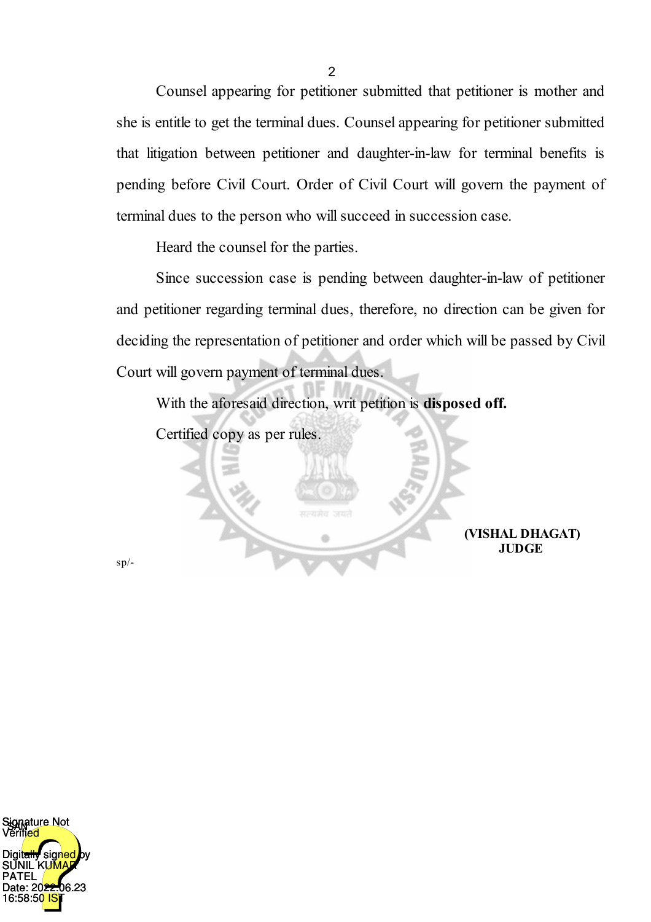Counsel appearing for petitioner submitted that petitioner is mother and she is entile to get the terminal dues. Counsel appearing for petitioner submitted that litigation between petitioner and daughter-in-law for terminal benefits is pending before Civil Court. Order of Civil Court will govern the payment of terminal dues to the person who will succeed in succession case.

Heard the counsel for the parties.

Since succession case is pending between daughter-in-law of petitioner and petitioner regarding terminal dues, therefore, no direction can be given for deciding the representation of petitioner and order which will be passed by Civil Court will govern payment of terminal dues.

With the aforesaid direction, writ petition is **disposed off.**

Certified copy as per rules.

**(VISHAL DHAGAT)**
**JUDGE**

sp/-

Signature Not Verified
SAN
Digitally signed by SUNIL KUMAR PATEL
Date: 2022.06.23 16:58:50 IST